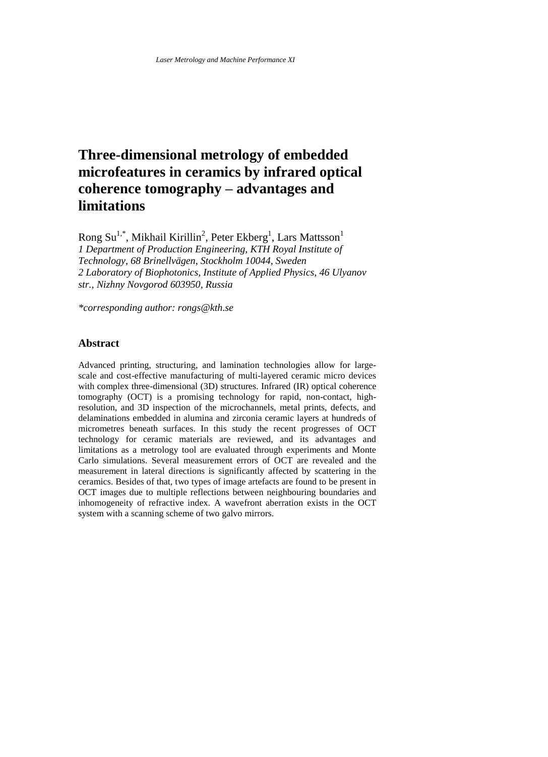# Three-dimensional metrology of embedded microfeatures in ceramics by infrared optical coherence tomography – advantages and limitations

Rong Su[1,*], Mikhail Kirillin[2], Peter Ekberg[1], Lars Mattsson[1]

*1 Department of Production Engineering, KTH Royal Institute of Technology, 68 Brinellvägen, Stockholm 10044, Sweden*

*2 Laboratory of Biophotonics, Institute of Applied Physics, 46 Ulyanov str., Nizhny Novgorod 603950, Russia*

*\*corresponding author: rongs@kth.se*

## Abstract

Advanced printing, structuring, and lamination technologies allow for large-scale and cost-effective manufacturing of multi-layered ceramic micro devices with complex three-dimensional (3D) structures. Infrared (IR) optical coherence tomography (OCT) is a promising technology for rapid, non-contact, high-resolution, and 3D inspection of the microchannels, metal prints, defects, and delaminations embedded in alumina and zirconia ceramic layers at hundreds of micrometres beneath surfaces. In this study the recent progresses of OCT technology for ceramic materials are reviewed, and its advantages and limitations as a metrology tool are evaluated through experiments and Monte Carlo simulations. Several measurement errors of OCT are revealed and the measurement in lateral directions is significantly affected by scattering in the ceramics. Besides of that, two types of image artefacts are found to be present in OCT images due to multiple reflections between neighbouring boundaries and inhomogeneity of refractive index. A wavefront aberration exists in the OCT system with a scanning scheme of two galvo mirrors.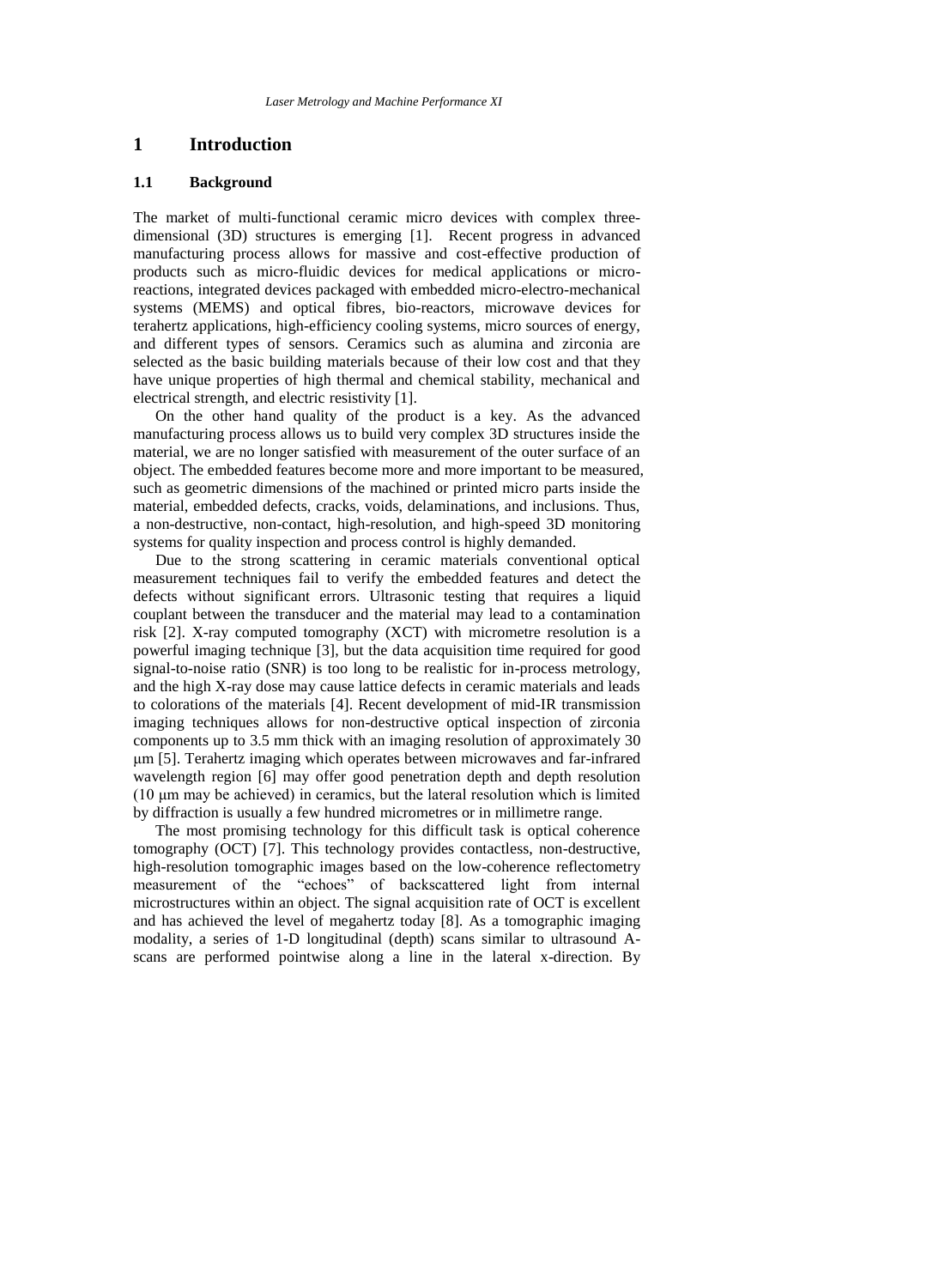# 1 Introduction

## 1.1 Background

The market of multi-functional ceramic micro devices with complex three-dimensional (3D) structures is emerging [1]. Recent progress in advanced manufacturing process allows for massive and cost-effective production of products such as micro-fluidic devices for medical applications or micro-reactions, integrated devices packaged with embedded micro-electro-mechanical systems (MEMS) and optical fibres, bio-reactors, microwave devices for terahertz applications, high-efficiency cooling systems, micro sources of energy, and different types of sensors. Ceramics such as alumina and zirconia are selected as the basic building materials because of their low cost and that they have unique properties of high thermal and chemical stability, mechanical and electrical strength, and electric resistivity [1].

On the other hand quality of the product is a key. As the advanced manufacturing process allows us to build very complex 3D structures inside the material, we are no longer satisfied with measurement of the outer surface of an object. The embedded features become more and more important to be measured, such as geometric dimensions of the machined or printed micro parts inside the material, embedded defects, cracks, voids, delaminations, and inclusions. Thus, a non-destructive, non-contact, high-resolution, and high-speed 3D monitoring systems for quality inspection and process control is highly demanded.

Due to the strong scattering in ceramic materials conventional optical measurement techniques fail to verify the embedded features and detect the defects without significant errors. Ultrasonic testing that requires a liquid couplant between the transducer and the material may lead to a contamination risk [2]. X-ray computed tomography (XCT) with micrometre resolution is a powerful imaging technique [3], but the data acquisition time required for good signal-to-noise ratio (SNR) is too long to be realistic for in-process metrology, and the high X-ray dose may cause lattice defects in ceramic materials and leads to colorations of the materials [4]. Recent development of mid-IR transmission imaging techniques allows for non-destructive optical inspection of zirconia components up to 3.5 mm thick with an imaging resolution of approximately 30 μm [5]. Terahertz imaging which operates between microwaves and far-infrared wavelength region [6] may offer good penetration depth and depth resolution (10 μm may be achieved) in ceramics, but the lateral resolution which is limited by diffraction is usually a few hundred micrometres or in millimetre range.

The most promising technology for this difficult task is optical coherence tomography (OCT) [7]. This technology provides contactless, non-destructive, high-resolution tomographic images based on the low-coherence reflectometry measurement of the "echoes" of backscattered light from internal microstructures within an object. The signal acquisition rate of OCT is excellent and has achieved the level of megahertz today [8]. As a tomographic imaging modality, a series of 1-D longitudinal (depth) scans similar to ultrasound A-scans are performed pointwise along a line in the lateral x-direction. By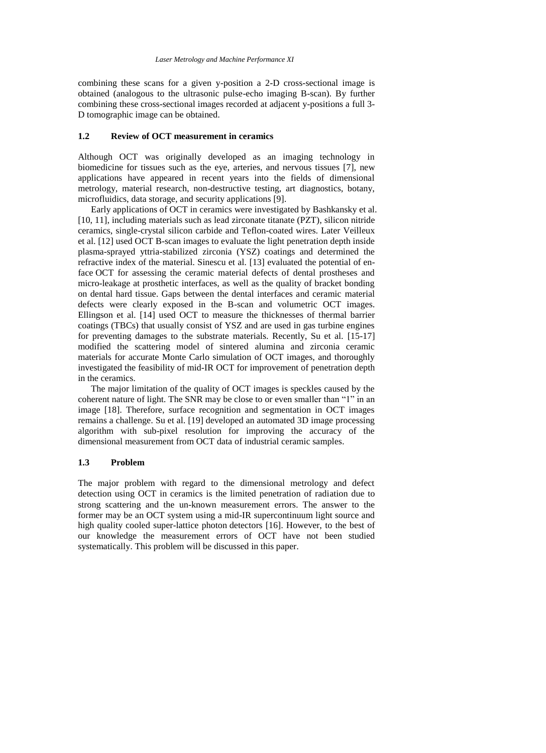combining these scans for a given y-position a 2-D cross-sectional image is obtained (analogous to the ultrasonic pulse-echo imaging B-scan). By further combining these cross-sectional images recorded at adjacent y-positions a full 3-D tomographic image can be obtained.

### 1.2 Review of OCT measurement in ceramics

Although OCT was originally developed as an imaging technology in biomedicine for tissues such as the eye, arteries, and nervous tissues [7], new applications have appeared in recent years into the fields of dimensional metrology, material research, non-destructive testing, art diagnostics, botany, microfluidics, data storage, and security applications [9].

Early applications of OCT in ceramics were investigated by Bashkansky et al. [10, 11], including materials such as lead zirconate titanate (PZT), silicon nitride ceramics, single-crystal silicon carbide and Teflon-coated wires. Later Veilleux et al. [12] used OCT B-scan images to evaluate the light penetration depth inside plasma-sprayed yttria-stabilized zirconia (YSZ) coatings and determined the refractive index of the material. Sinescu et al. [13] evaluated the potential of en-face OCT for assessing the ceramic material defects of dental prostheses and micro-leakage at prosthetic interfaces, as well as the quality of bracket bonding on dental hard tissue. Gaps between the dental interfaces and ceramic material defects were clearly exposed in the B-scan and volumetric OCT images. Ellingson et al. [14] used OCT to measure the thicknesses of thermal barrier coatings (TBCs) that usually consist of YSZ and are used in gas turbine engines for preventing damages to the substrate materials. Recently, Su et al. [15-17] modified the scattering model of sintered alumina and zirconia ceramic materials for accurate Monte Carlo simulation of OCT images, and thoroughly investigated the feasibility of mid-IR OCT for improvement of penetration depth in the ceramics.

The major limitation of the quality of OCT images is speckles caused by the coherent nature of light. The SNR may be close to or even smaller than "1" in an image [18]. Therefore, surface recognition and segmentation in OCT images remains a challenge. Su et al. [19] developed an automated 3D image processing algorithm with sub-pixel resolution for improving the accuracy of the dimensional measurement from OCT data of industrial ceramic samples.

### 1.3 Problem

The major problem with regard to the dimensional metrology and defect detection using OCT in ceramics is the limited penetration of radiation due to strong scattering and the un-known measurement errors. The answer to the former may be an OCT system using a mid-IR supercontinuum light source and high quality cooled super-lattice photon detectors [16]. However, to the best of our knowledge the measurement errors of OCT have not been studied systematically. This problem will be discussed in this paper.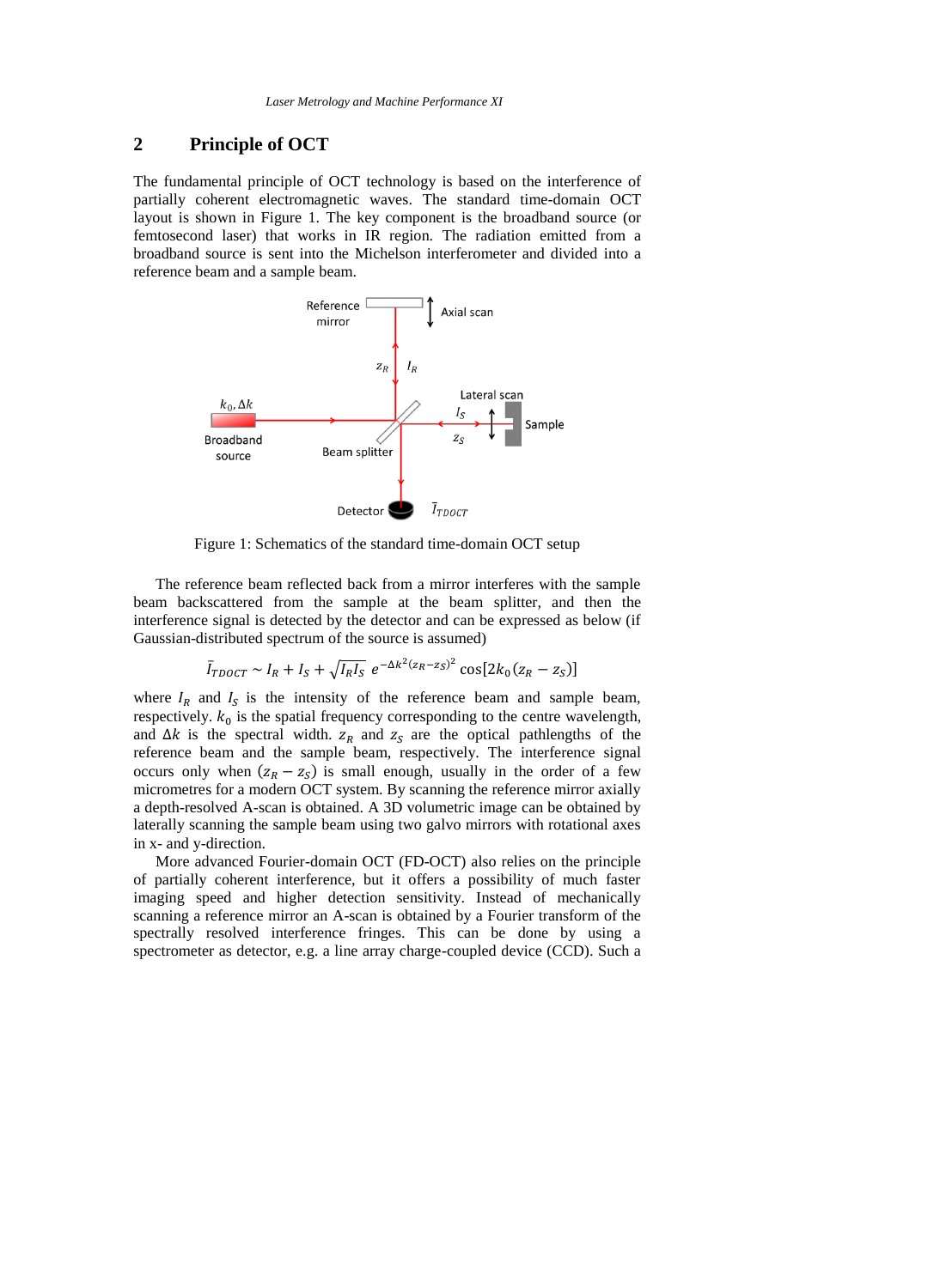## 2 Principle of OCT

The fundamental principle of OCT technology is based on the interference of partially coherent electromagnetic waves. The standard time-domain OCT layout is shown in Figure 1. The key component is the broadband source (or femtosecond laser) that works in IR region. The radiation emitted from a broadband source is sent into the Michelson interferometer and divided into a reference beam and a sample beam.

Figure 1: Schematics of the standard time-domain OCT setup

The reference beam reflected back from a mirror interferes with the sample beam backscattered from the sample at the beam splitter, and then the interference signal is detected by the detector and can be expressed as below (if Gaussian-distributed spectrum of the source is assumed)

$$\bar{I}_{TDOCT} \sim I_R + I_S + \sqrt{I_R I_S}\, e^{-\Delta k^2 (z_R - z_S)^2} \cos[2k_0(z_R - z_S)]$$

where $I_R$ and $I_S$ is the intensity of the reference beam and sample beam, respectively. $k_0$ is the spatial frequency corresponding to the centre wavelength, and $\Delta k$ is the spectral width. $z_R$ and $z_S$ are the optical pathlengths of the reference beam and the sample beam, respectively. The interference signal occurs only when $(z_R - z_S)$ is small enough, usually in the order of a few micrometres for a modern OCT system. By scanning the reference mirror axially a depth-resolved A-scan is obtained. A 3D volumetric image can be obtained by laterally scanning the sample beam using two galvo mirrors with rotational axes in x- and y-direction.

More advanced Fourier-domain OCT (FD-OCT) also relies on the principle of partially coherent interference, but it offers a possibility of much faster imaging speed and higher detection sensitivity. Instead of mechanically scanning a reference mirror an A-scan is obtained by a Fourier transform of the spectrally resolved interference fringes. This can be done by using a spectrometer as detector, e.g. a line array charge-coupled device (CCD). Such a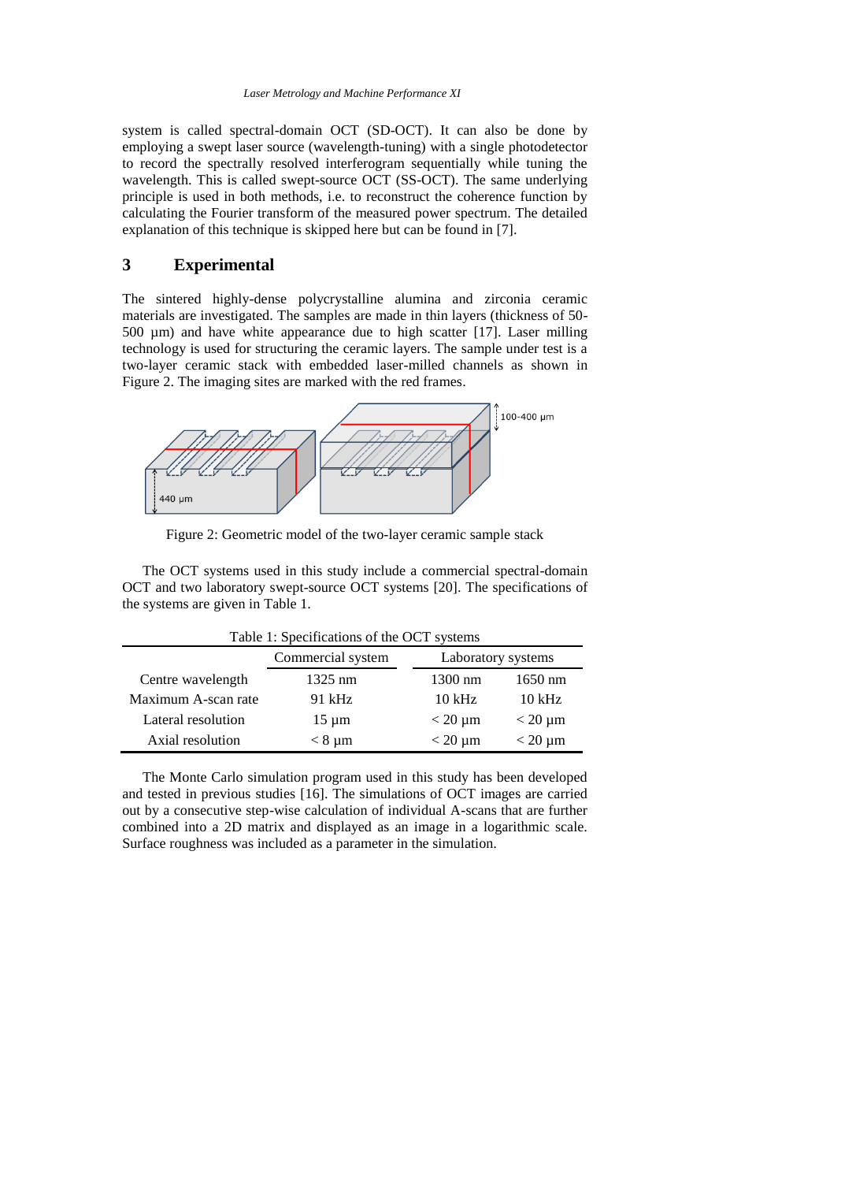system is called spectral-domain OCT (SD-OCT). It can also be done by employing a swept laser source (wavelength-tuning) with a single photodetector to record the spectrally resolved interferogram sequentially while tuning the wavelength. This is called swept-source OCT (SS-OCT). The same underlying principle is used in both methods, i.e. to reconstruct the coherence function by calculating the Fourier transform of the measured power spectrum. The detailed explanation of this technique is skipped here but can be found in [7].

## 3 Experimental

The sintered highly-dense polycrystalline alumina and zirconia ceramic materials are investigated. The samples are made in thin layers (thickness of 50-500 µm) and have white appearance due to high scatter [17]. Laser milling technology is used for structuring the ceramic layers. The sample under test is a two-layer ceramic stack with embedded laser-milled channels as shown in Figure 2. The imaging sites are marked with the red frames.

Figure 2: Geometric model of the two-layer ceramic sample stack

The OCT systems used in this study include a commercial spectral-domain OCT and two laboratory swept-source OCT systems [20]. The specifications of the systems are given in Table 1.

Table 1: Specifications of the OCT systems

| | Commercial system | Laboratory systems | |
|---|---|---|---|
| Centre wavelength | 1325 nm | 1300 nm | 1650 nm |
| Maximum A-scan rate | 91 kHz | 10 kHz | 10 kHz |
| Lateral resolution | 15 µm | < 20 µm | < 20 µm |
| Axial resolution | < 8 µm | < 20 µm | < 20 µm |

The Monte Carlo simulation program used in this study has been developed and tested in previous studies [16]. The simulations of OCT images are carried out by a consecutive step-wise calculation of individual A-scans that are further combined into a 2D matrix and displayed as an image in a logarithmic scale. Surface roughness was included as a parameter in the simulation.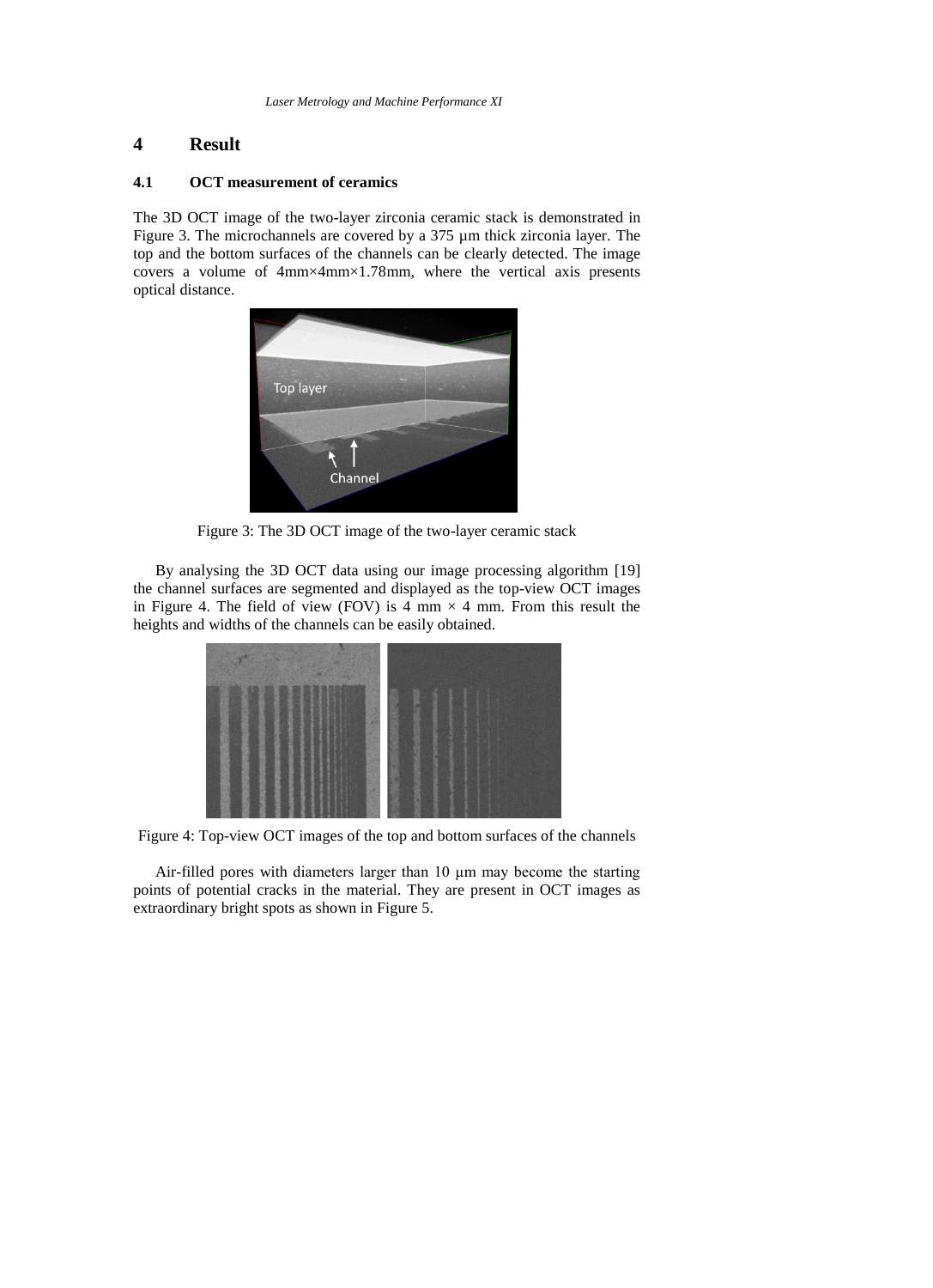# 4 Result

## 4.1 OCT measurement of ceramics

The 3D OCT image of the two-layer zirconia ceramic stack is demonstrated in Figure 3. The microchannels are covered by a 375 µm thick zirconia layer. The top and the bottom surfaces of the channels can be clearly detected. The image covers a volume of 4mm×4mm×1.78mm, where the vertical axis presents optical distance.

Figure 3: The 3D OCT image of the two-layer ceramic stack

By analysing the 3D OCT data using our image processing algorithm [19] the channel surfaces are segmented and displayed as the top-view OCT images in Figure 4. The field of view (FOV) is 4 mm × 4 mm. From this result the heights and widths of the channels can be easily obtained.

Figure 4: Top-view OCT images of the top and bottom surfaces of the channels

Air-filled pores with diameters larger than 10 µm may become the starting points of potential cracks in the material. They are present in OCT images as extraordinary bright spots as shown in Figure 5.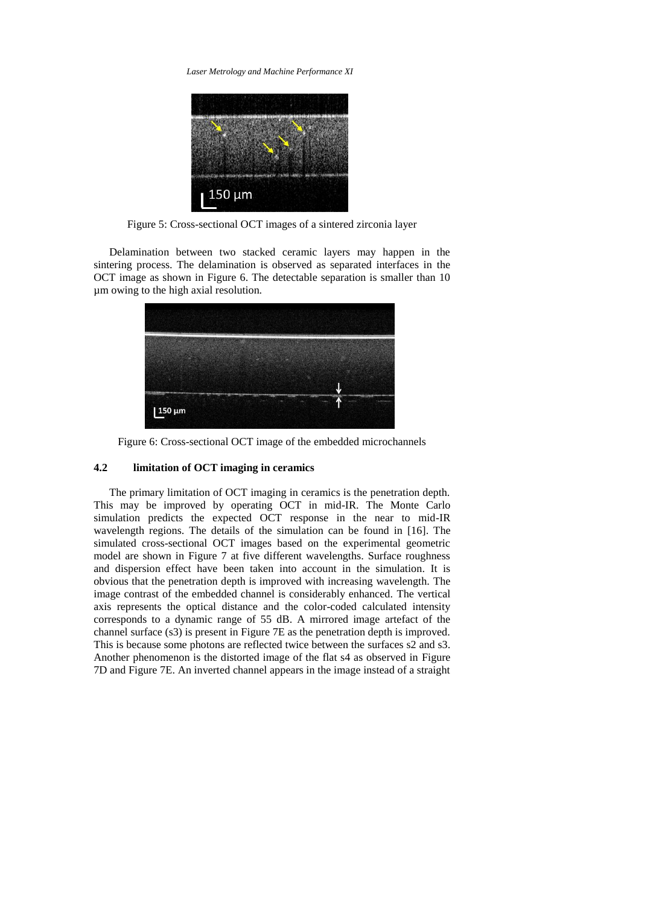Figure 5: Cross-sectional OCT images of a sintered zirconia layer

Delamination between two stacked ceramic layers may happen in the sintering process. The delamination is observed as separated interfaces in the OCT image as shown in Figure 6. The detectable separation is smaller than 10 µm owing to the high axial resolution.

Figure 6: Cross-sectional OCT image of the embedded microchannels

### 4.2 limitation of OCT imaging in ceramics

The primary limitation of OCT imaging in ceramics is the penetration depth. This may be improved by operating OCT in mid-IR. The Monte Carlo simulation predicts the expected OCT response in the near to mid-IR wavelength regions. The details of the simulation can be found in [16]. The simulated cross-sectional OCT images based on the experimental geometric model are shown in Figure 7 at five different wavelengths. Surface roughness and dispersion effect have been taken into account in the simulation. It is obvious that the penetration depth is improved with increasing wavelength. The image contrast of the embedded channel is considerably enhanced. The vertical axis represents the optical distance and the color-coded calculated intensity corresponds to a dynamic range of 55 dB. A mirrored image artefact of the channel surface (s3) is present in Figure 7E as the penetration depth is improved. This is because some photons are reflected twice between the surfaces s2 and s3. Another phenomenon is the distorted image of the flat s4 as observed in Figure 7D and Figure 7E. An inverted channel appears in the image instead of a straight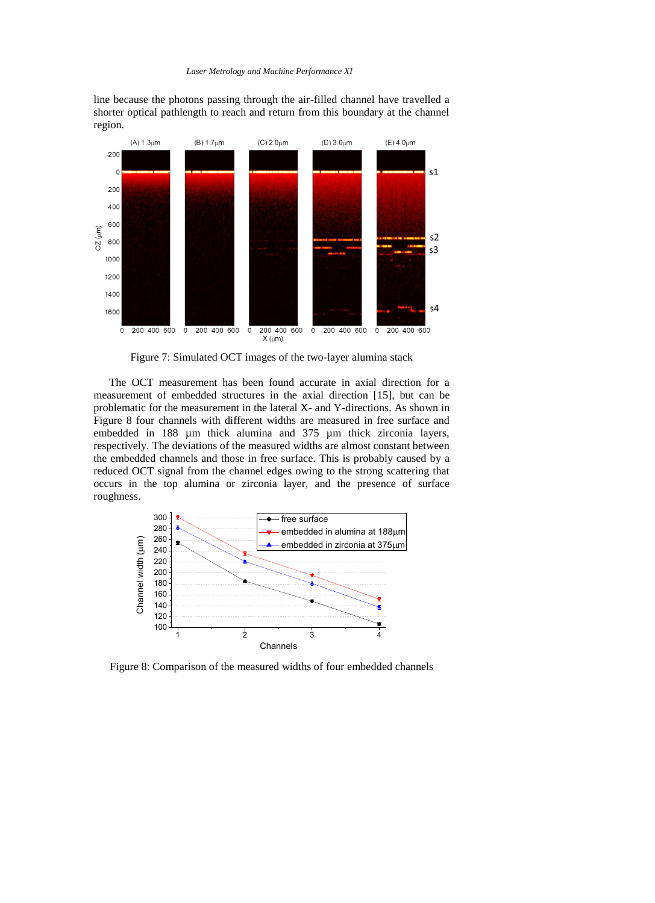line because the photons passing through the air-filled channel have travelled a shorter optical pathlength to reach and return from this boundary at the channel region.

Figure 7: Simulated OCT images of the two-layer alumina stack

The OCT measurement has been found accurate in axial direction for a measurement of embedded structures in the axial direction [15], but can be problematic for the measurement in the lateral X- and Y-directions. As shown in Figure 8 four channels with different widths are measured in free surface and embedded in 188 µm thick alumina and 375 µm thick zirconia layers, respectively. The deviations of the measured widths are almost constant between the embedded channels and those in free surface. This is probably caused by a reduced OCT signal from the channel edges owing to the strong scattering that occurs in the top alumina or zirconia layer, and the presence of surface roughness.

Figure 8: Comparison of the measured widths of four embedded channels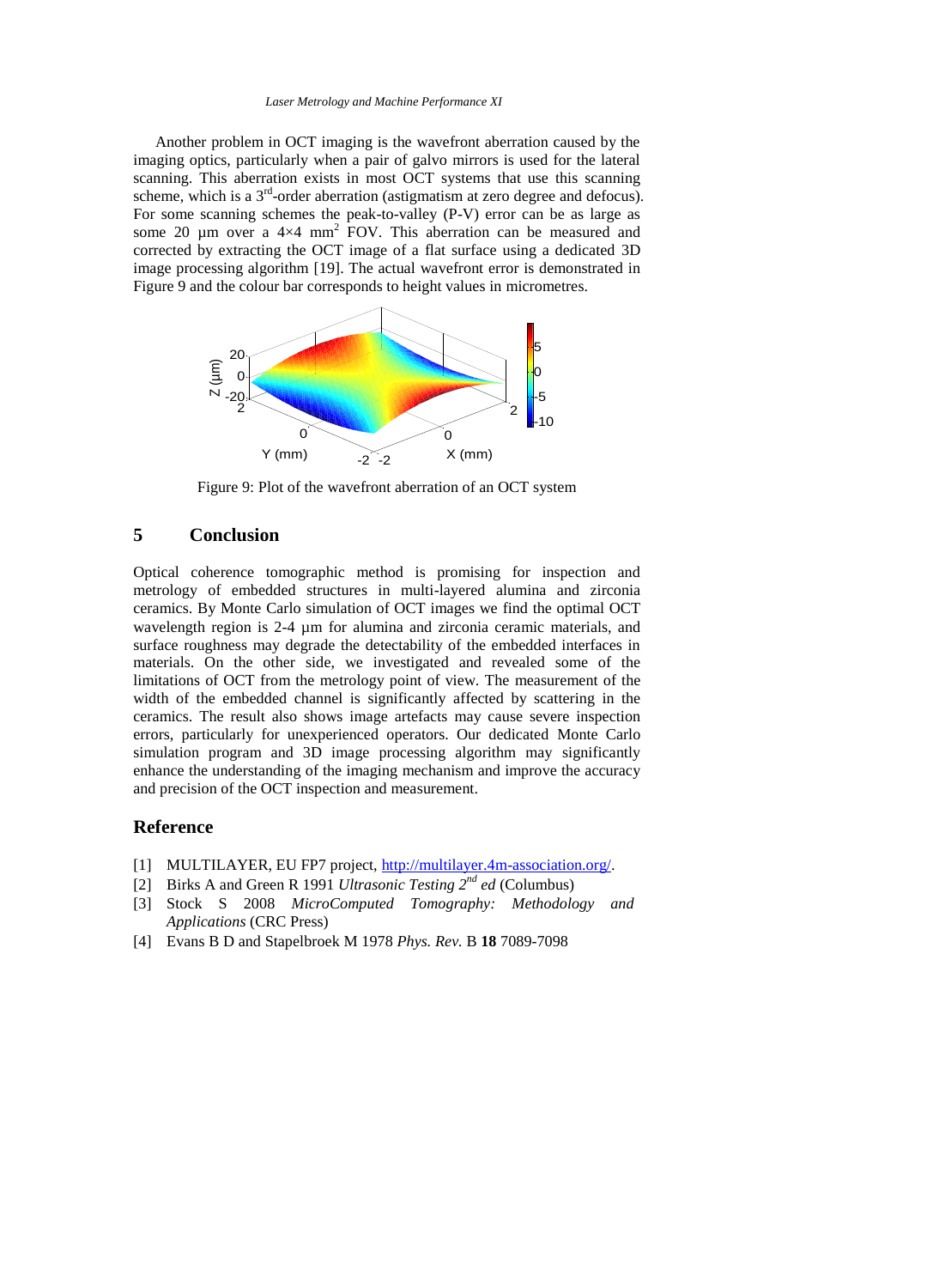Another problem in OCT imaging is the wavefront aberration caused by the imaging optics, particularly when a pair of galvo mirrors is used for the lateral scanning. This aberration exists in most OCT systems that use this scanning scheme, which is a 3rd-order aberration (astigmatism at zero degree and defocus). For some scanning schemes the peak-to-valley (P-V) error can be as large as some 20 µm over a 4×4 $mm^2$ FOV. This aberration can be measured and corrected by extracting the OCT image of a flat surface using a dedicated 3D image processing algorithm [19]. The actual wavefront error is demonstrated in Figure 9 and the colour bar corresponds to height values in micrometres.

Figure 9: Plot of the wavefront aberration of an OCT system

## 5 Conclusion

Optical coherence tomographic method is promising for inspection and metrology of embedded structures in multi-layered alumina and zirconia ceramics. By Monte Carlo simulation of OCT images we find the optimal OCT wavelength region is 2-4 µm for alumina and zirconia ceramic materials, and surface roughness may degrade the detectability of the embedded interfaces in materials. On the other side, we investigated and revealed some of the limitations of OCT from the metrology point of view. The measurement of the width of the embedded channel is significantly affected by scattering in the ceramics. The result also shows image artefacts may cause severe inspection errors, particularly for unexperienced operators. Our dedicated Monte Carlo simulation program and 3D image processing algorithm may significantly enhance the understanding of the imaging mechanism and improve the accuracy and precision of the OCT inspection and measurement.

## Reference

[1] MULTILAYER, EU FP7 project, http://multilayer.4m-association.org/.
[2] Birks A and Green R 1991 *Ultrasonic Testing 2nd ed* (Columbus)
[3] Stock S 2008 *MicroComputed Tomography: Methodology and Applications* (CRC Press)
[4] Evans B D and Stapelbroek M 1978 *Phys. Rev.* B **18** 7089-7098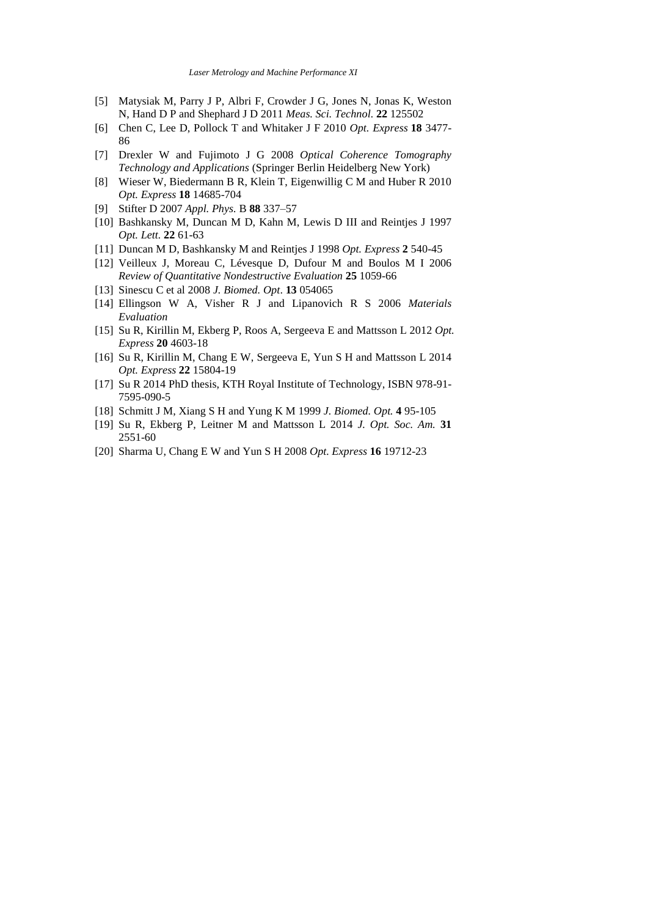[5] Matysiak M, Parry J P, Albri F, Crowder J G, Jones N, Jonas K, Weston N, Hand D P and Shephard J D 2011 *Meas. Sci. Technol.* **22** 125502

[6] Chen C, Lee D, Pollock T and Whitaker J F 2010 *Opt. Express* **18** 3477-86

[7] Drexler W and Fujimoto J G 2008 *Optical Coherence Tomography Technology and Applications* (Springer Berlin Heidelberg New York)

[8] Wieser W, Biedermann B R, Klein T, Eigenwillig C M and Huber R 2010 *Opt. Express* **18** 14685-704

[9] Stifter D 2007 *Appl. Phys.* B **88** 337–57

[10] Bashkansky M, Duncan M D, Kahn M, Lewis D III and Reintjes J 1997 *Opt. Lett*. **22** 61-63

[11] Duncan M D, Bashkansky M and Reintjes J 1998 *Opt. Express* **2** 540-45

[12] Veilleux J, Moreau C, Lévesque D, Dufour M and Boulos M I 2006 *Review of Quantitative Nondestructive Evaluation* **25** 1059-66

[13] Sinescu C et al 2008 *J. Biomed. Opt*. **13** 054065

[14] Ellingson W A, Visher R J and Lipanovich R S 2006 *Materials Evaluation*

[15] Su R, Kirillin M, Ekberg P, Roos A, Sergeeva E and Mattsson L 2012 *Opt. Express* **20** 4603-18

[16] Su R, Kirillin M, Chang E W, Sergeeva E, Yun S H and Mattsson L 2014 *Opt. Express* **22** 15804-19

[17] Su R 2014 PhD thesis, KTH Royal Institute of Technology, ISBN 978-91-7595-090-5

[18] Schmitt J M, Xiang S H and Yung K M 1999 *J. Biomed. Opt.* **4** 95-105

[19] Su R, Ekberg P, Leitner M and Mattsson L 2014 *J. Opt. Soc. Am.* **31** 2551-60

[20] Sharma U, Chang E W and Yun S H 2008 *Opt. Express* **16** 19712-23